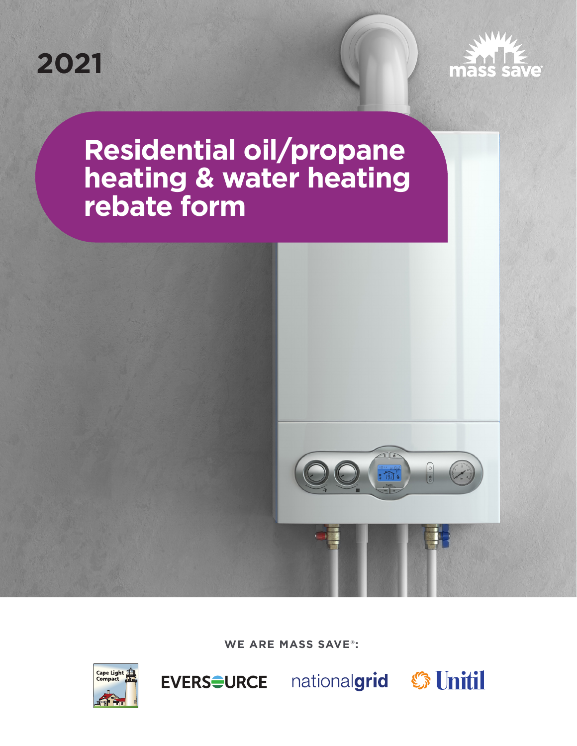2021

mass save

# Residential oil/propane heating & water heating rebate form

WE ARE MASS SAVE®:

Cape Light Compact

EVERSOURCE

nationalgrid

Unitil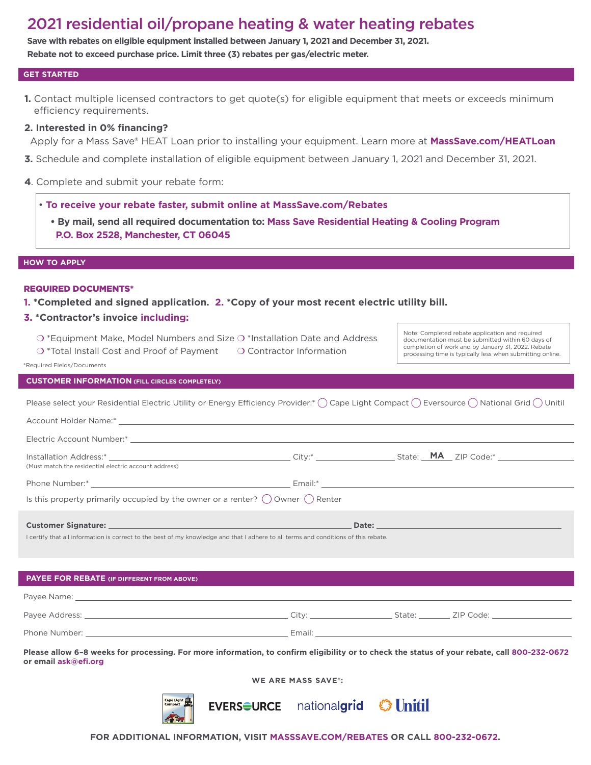# 2021 residential oil/propane heating & water heating rebates

**Save with rebates on eligible equipment installed between January 1, 2021 and December 31, 2021.**
**Rebate not to exceed purchase price. Limit three (3) rebates per gas/electric meter.**

## GET STARTED

1. Contact multiple licensed contractors to get quote(s) for eligible equipment that meets or exceeds minimum efficiency requirements.
2. **Interested in 0% financing?**
   Apply for a Mass Save® HEAT Loan prior to installing your equipment. Learn more at **MassSave.com/HEATLoan**
3. Schedule and complete installation of eligible equipment between January 1, 2021 and December 31, 2021.
4. Complete and submit your rebate form:
   - **To receive your rebate faster, submit online at MassSave.com/Rebates**
   - **By mail, send all required documentation to: Mass Save Residential Heating & Cooling Program P.O. Box 2528, Manchester, CT 06045**

## HOW TO APPLY

### REQUIRED DOCUMENTS*

**1. *Completed and signed application. 2. *Copy of your most recent electric utility bill.**

**3. *Contractor's invoice including:**

- ❍ *Equipment Make, Model Numbers and Size
- ❍ *Installation Date and Address
- ❍ *Total Install Cost and Proof of Payment
- ❍ Contractor Information

Note: Completed rebate application and required documentation must be submitted within 60 days of completion of work and by January 31, 2022. Rebate processing time is typically less when submitting online.

*Required Fields/Documents

## CUSTOMER INFORMATION (FILL CIRCLES COMPLETELY)

Please select your Residential Electric Utility or Energy Efficiency Provider:* ◯ Cape Light Compact ◯ Eversource ◯ National Grid ◯ Unitil

Account Holder Name:* ______________________

Electric Account Number:* ______________________

Installation Address:* ______________________ City:* ____________ State: MA ZIP Code:* ____________
(Must match the residential electric account address)

Phone Number:* ______________________ Email:* ______________________

Is this property primarily occupied by the owner or a renter? ◯ Owner ◯ Renter

**Customer Signature:** ______________________ **Date:** ______________

I certify that all information is correct to the best of my knowledge and that I adhere to all terms and conditions of this rebate.

## PAYEE FOR REBATE (IF DIFFERENT FROM ABOVE)

Payee Name: ______________________

Payee Address: ______________________ City: ____________ State: ________ ZIP Code: ____________

Phone Number: ______________________ Email: ______________________

**Please allow 6–8 weeks for processing. For more information, to confirm eligibility or to check the status of your rebate, call 800-232-0672 or email ask@efi.org**

**WE ARE MASS SAVE®:**

Cape Light Compact EVERSOURCE nationalgrid Unitil

**FOR ADDITIONAL INFORMATION, VISIT MASSSAVE.COM/REBATES OR CALL 800-232-0672.**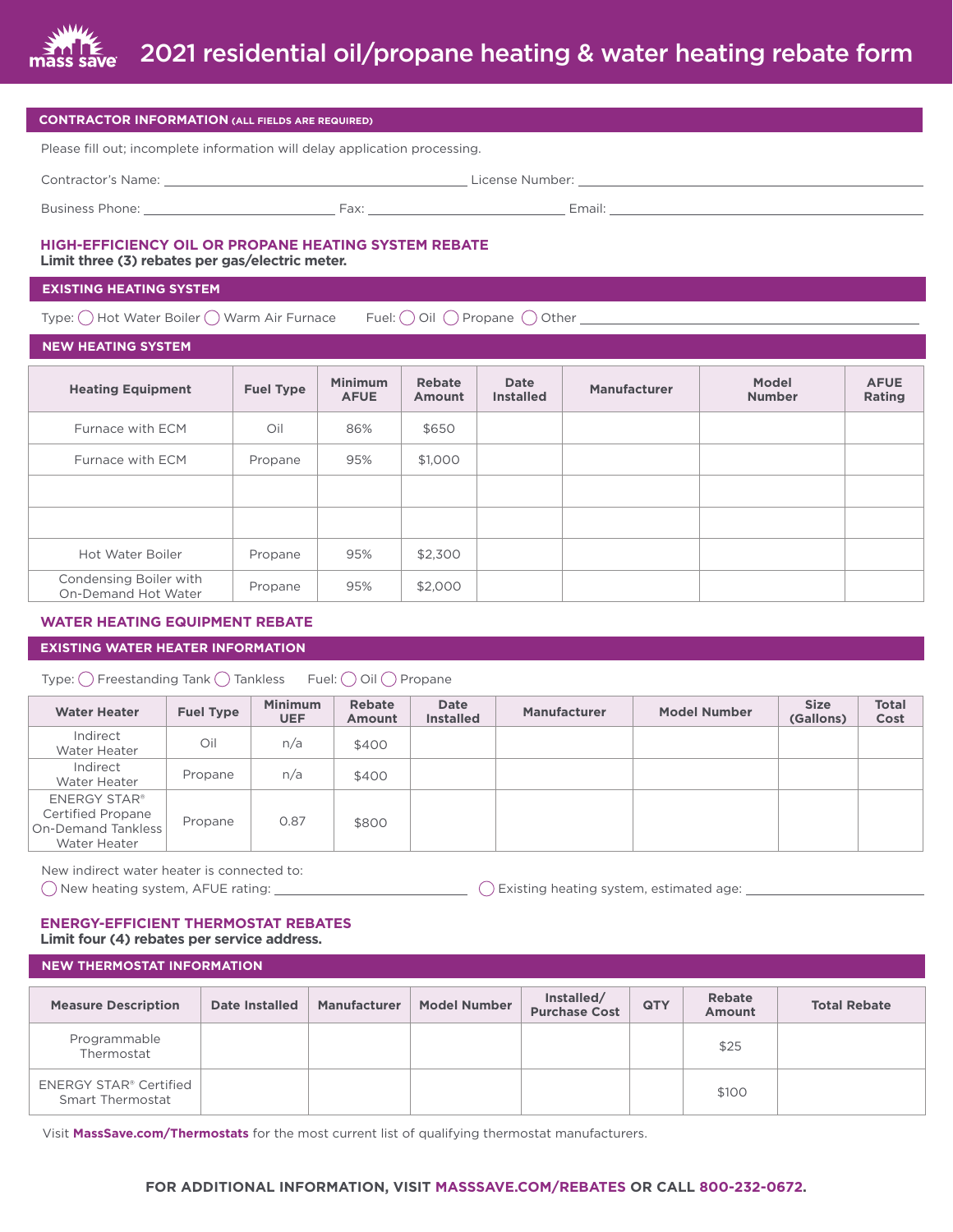# 2021 residential oil/propane heating & water heating rebate form

## CONTRACTOR INFORMATION (ALL FIELDS ARE REQUIRED)

Please fill out; incomplete information will delay application processing.

Contractor's Name: ______________________ License Number: ______________________

Business Phone: ______________________ Fax: ______________________ Email: ______________________

## HIGH-EFFICIENCY OIL OR PROPANE HEATING SYSTEM REBATE

**Limit three (3) rebates per gas/electric meter.**

### EXISTING HEATING SYSTEM

Type: ◯ Hot Water Boiler ◯ Warm Air Furnace     Fuel: ◯ Oil ◯ Propane ◯ Other ______________________

### NEW HEATING SYSTEM

| Heating Equipment | Fuel Type | Minimum AFUE | Rebate Amount | Date Installed | Manufacturer | Model Number | AFUE Rating |
|---|---|---|---|---|---|---|---|
| Furnace with ECM | Oil | 86% | $650 | | | | |
| Furnace with ECM | Propane | 95% | $1,000 | | | | |
| | | | | | | | |
| | | | | | | | |
| Hot Water Boiler | Propane | 95% | $2,300 | | | | |
| Condensing Boiler with On-Demand Hot Water | Propane | 95% | $2,000 | | | | |

## WATER HEATING EQUIPMENT REBATE

### EXISTING WATER HEATER INFORMATION

Type: ◯ Freestanding Tank ◯ Tankless     Fuel: ◯ Oil ◯ Propane

| Water Heater | Fuel Type | Minimum UEF | Rebate Amount | Date Installed | Manufacturer | Model Number | Size (Gallons) | Total Cost |
|---|---|---|---|---|---|---|---|---|
| Indirect Water Heater | Oil | n/a | $400 | | | | | |
| Indirect Water Heater | Propane | n/a | $400 | | | | | |
| ENERGY STAR® Certified Propane On-Demand Tankless Water Heater | Propane | 0.87 | $800 | | | | | |

New indirect water heater is connected to:

◯ New heating system, AFUE rating: ______________________   ◯ Existing heating system, estimated age: ______________________

## ENERGY-EFFICIENT THERMOSTAT REBATES

**Limit four (4) rebates per service address.**

### NEW THERMOSTAT INFORMATION

| Measure Description | Date Installed | Manufacturer | Model Number | Installed/ Purchase Cost | QTY | Rebate Amount | Total Rebate |
|---|---|---|---|---|---|---|---|
| Programmable Thermostat | | | | | | $25 | |
| ENERGY STAR® Certified Smart Thermostat | | | | | | $100 | |

Visit **MassSave.com/Thermostats** for the most current list of qualifying thermostat manufacturers.

**FOR ADDITIONAL INFORMATION, VISIT MASSSAVE.COM/REBATES OR CALL 800-232-0672.**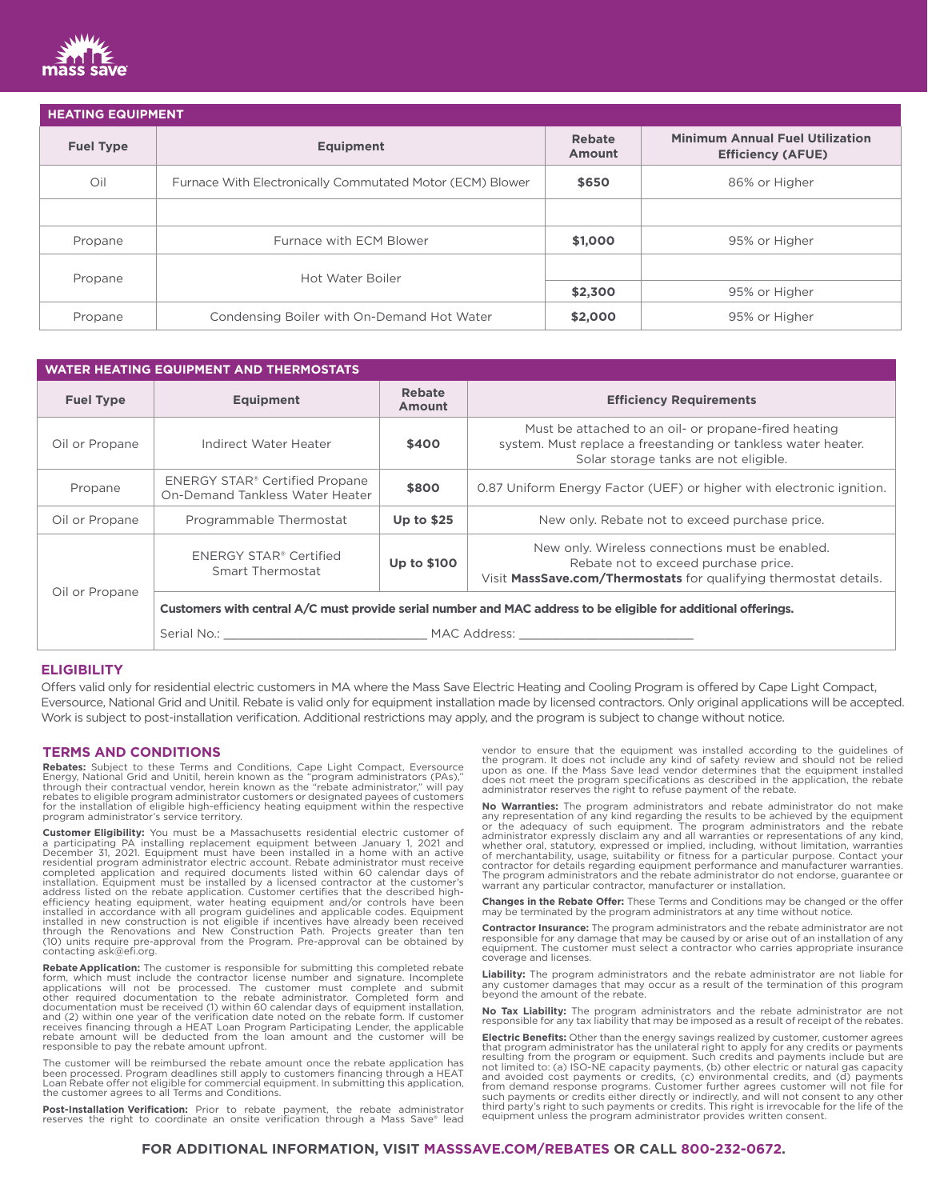## HEATING EQUIPMENT

| Fuel Type | Equipment | Rebate Amount | Minimum Annual Fuel Utilization Efficiency (AFUE) |
|---|---|---|---|
| Oil | Furnace With Electronically Commutated Motor (ECM) Blower | **$650** | 86% or Higher |
| | | | |
| Propane | Furnace with ECM Blower | **$1,000** | 95% or Higher |
| Propane | Hot Water Boiler | | |
| | | **$2,300** | 95% or Higher |
| Propane | Condensing Boiler with On-Demand Hot Water | **$2,000** | 95% or Higher |

## WATER HEATING EQUIPMENT AND THERMOSTATS

| Fuel Type | Equipment | Rebate Amount | Efficiency Requirements |
|---|---|---|---|
| Oil or Propane | Indirect Water Heater | **$400** | Must be attached to an oil- or propane-fired heating system. Must replace a freestanding or tankless water heater. Solar storage tanks are not eligible. |
| Propane | ENERGY STAR® Certified Propane On-Demand Tankless Water Heater | **$800** | 0.87 Uniform Energy Factor (UEF) or higher with electronic ignition. |
| Oil or Propane | Programmable Thermostat | **Up to $25** | New only. Rebate not to exceed purchase price. |
| Oil or Propane | ENERGY STAR® Certified Smart Thermostat | **Up to $100** | New only. Wireless connections must be enabled. Rebate not to exceed purchase price. Visit **MassSave.com/Thermostats** for qualifying thermostat details. |
| | **Customers with central A/C must provide serial number and MAC address to be eligible for additional offerings.** Serial No.: ____________________ MAC Address: ____________________ | | |

## ELIGIBILITY

Offers valid only for residential electric customers in MA where the Mass Save Electric Heating and Cooling Program is offered by Cape Light Compact, Eversource, National Grid and Unitil. Rebate is valid only for equipment installation made by licensed contractors. Only original applications will be accepted. Work is subject to post-installation verification. Additional restrictions may apply, and the program is subject to change without notice.

## TERMS AND CONDITIONS

**Rebates:** Subject to these Terms and Conditions, Cape Light Compact, Eversource Energy, National Grid and Unitil, herein known as the "program administrators (PAs)," through their contractual vendor, herein known as the "rebate administrator," will pay rebates to eligible program administrator customers or designated payees of customers for the installation of eligible high-efficiency heating equipment within the respective program administrator's service territory.

**Customer Eligibility:** You must be a Massachusetts residential electric customer of a participating PA installing replacement equipment between January 1, 2021 and December 31, 2021. Equipment must have been installed in a home with an active residential program administrator electric account. Rebate administrator must receive completed application and required documents listed within 60 calendar days of installation. Equipment must be installed by a licensed contractor at the customer's address listed on the rebate application. Customer certifies that the described high-efficiency heating equipment, water heating equipment and/or controls have been installed in accordance with all program guidelines and applicable codes. Equipment installed in new construction is not eligible if incentives have already been received through the Renovations and New Construction Path. Projects greater than ten (10) units require pre-approval from the Program. Pre-approval can be obtained by contacting ask@efi.org.

**Rebate Application:** The customer is responsible for submitting this completed rebate form, which must include the contractor license number and signature. Incomplete applications will not be processed. The customer must complete and submit other required documentation to the rebate administrator. Completed form and documentation must be received (1) within 60 calendar days of equipment installation, and (2) within one year of the verification date noted on the rebate form. If customer receives financing through a HEAT Loan Program Participating Lender, the applicable rebate amount will be deducted from the loan amount and the customer will be responsible to pay the rebate amount upfront.

The customer will be reimbursed the rebate amount once the rebate application has been processed. Program deadlines still apply to customers financing through a HEAT Loan Rebate offer not eligible for commercial equipment. In submitting this application, the customer agrees to all Terms and Conditions.

**Post-Installation Verification:** Prior to rebate payment, the rebate administrator reserves the right to coordinate an onsite verification through a Mass Save® lead vendor to ensure that the equipment was installed according to the guidelines of the program. It does not include any kind of safety review and should not be relied upon as one. If the Mass Save lead vendor determines that the equipment installed does not meet the program specifications as described in the application, the rebate administrator reserves the right to refuse payment of the rebate.

**No Warranties:** The program administrators and rebate administrator do not make any representation of any kind regarding the results to be achieved by the equipment or the adequacy of such equipment. The program administrators and the rebate administrator expressly disclaim any and all warranties or representations of any kind, whether oral, statutory, expressed or implied, including, without limitation, warranties of merchantability, usage, suitability or fitness for a particular purpose. Contact your contractor for details regarding equipment performance and manufacturer warranties. The program administrators and the rebate administrator do not endorse, guarantee or warrant any particular contractor, manufacturer or installation.

**Changes in the Rebate Offer:** These Terms and Conditions may be changed or the offer may be terminated by the program administrators at any time without notice.

**Contractor Insurance:** The program administrators and the rebate administrator are not responsible for any damage that may be caused by or arise out of an installation of any equipment. The customer must select a contractor who carries appropriate insurance coverage and licenses.

**Liability:** The program administrators and the rebate administrator are not liable for any customer damages that may occur as a result of the termination of this program beyond the amount of the rebate.

**No Tax Liability:** The program administrators and the rebate administrator are not responsible for any tax liability that may be imposed as a result of receipt of the rebates.

**Electric Benefits:** Other than the energy savings realized by customer, customer agrees that program administrator has the unilateral right to apply for any credits or payments resulting from the program or equipment. Such credits and payments include but are not limited to: (a) ISO-NE capacity payments, (b) other electric or natural gas capacity and avoided cost payments or credits, (c) environmental credits, and (d) payments from demand response programs. Customer further agrees customer will not file for such payments or credits either directly or indirectly, and will not consent to any other third party's right to such payments or credits. This right is irrevocable for the life of the equipment unless the program administrator provides written consent.

**FOR ADDITIONAL INFORMATION, VISIT MASSSAVE.COM/REBATES OR CALL 800-232-0672.**